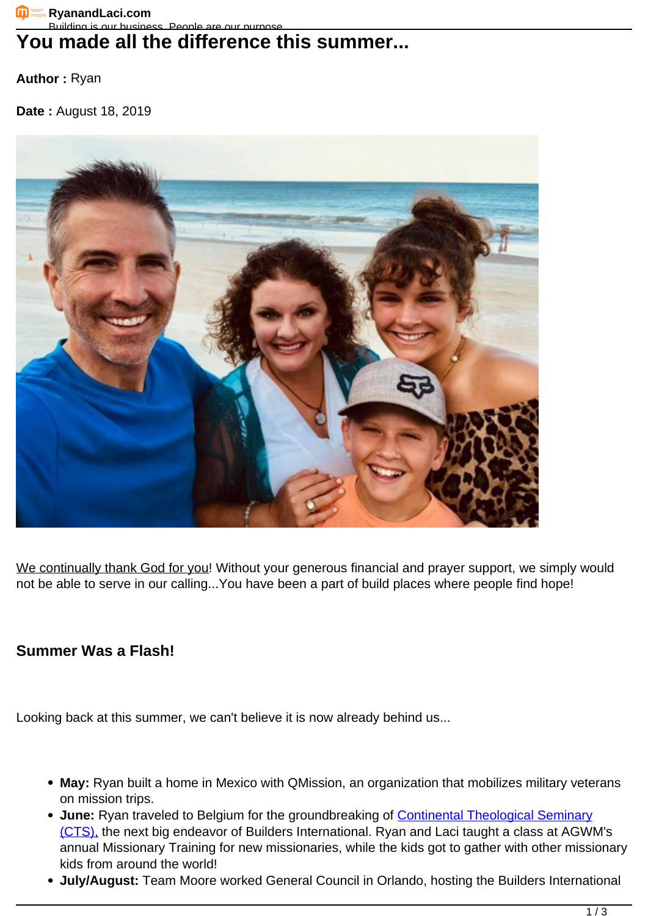# You made all the difference this summer...

**Author :** Ryan

**Date :** August 18, 2019

We continually thank God for you! Without your generous financial and prayer support, we simply would not be able to serve in our calling...You have been a part of build places where people find hope!

## Summer Was a Flash!

Looking back at this summer, we can't believe it is now already behind us...

- **May:** Ryan built a home in Mexico with QMission, an organization that mobilizes military veterans on mission trips.
- **June:** Ryan traveled to Belgium for the groundbreaking of Continental Theological Seminary (CTS), the next big endeavor of Builders International. Ryan and Laci taught a class at AGWM's annual Missionary Training for new missionaries, while the kids got to gather with other missionary kids from around the world!
- **July/August:** Team Moore worked General Council in Orlando, hosting the Builders International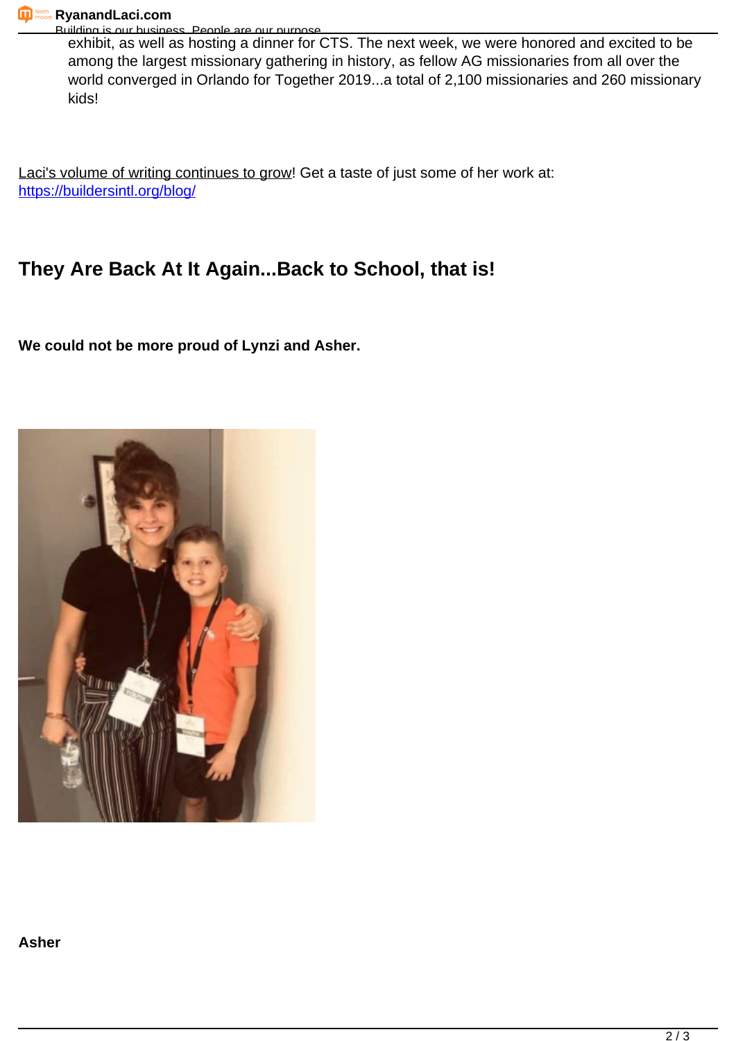exhibit, as well as hosting a dinner for CTS. The next week, we were honored and excited to be among the largest missionary gathering in history, as fellow AG missionaries from all over the world converged in Orlando for Together 2019...a total of 2,100 missionaries and 260 missionary kids!

Laci's volume of writing continues to grow! Get a taste of just some of her work at: https://buildersintl.org/blog/

## They Are Back At It Again...Back to School, that is!

**We could not be more proud of Lynzi and Asher.**

**Asher**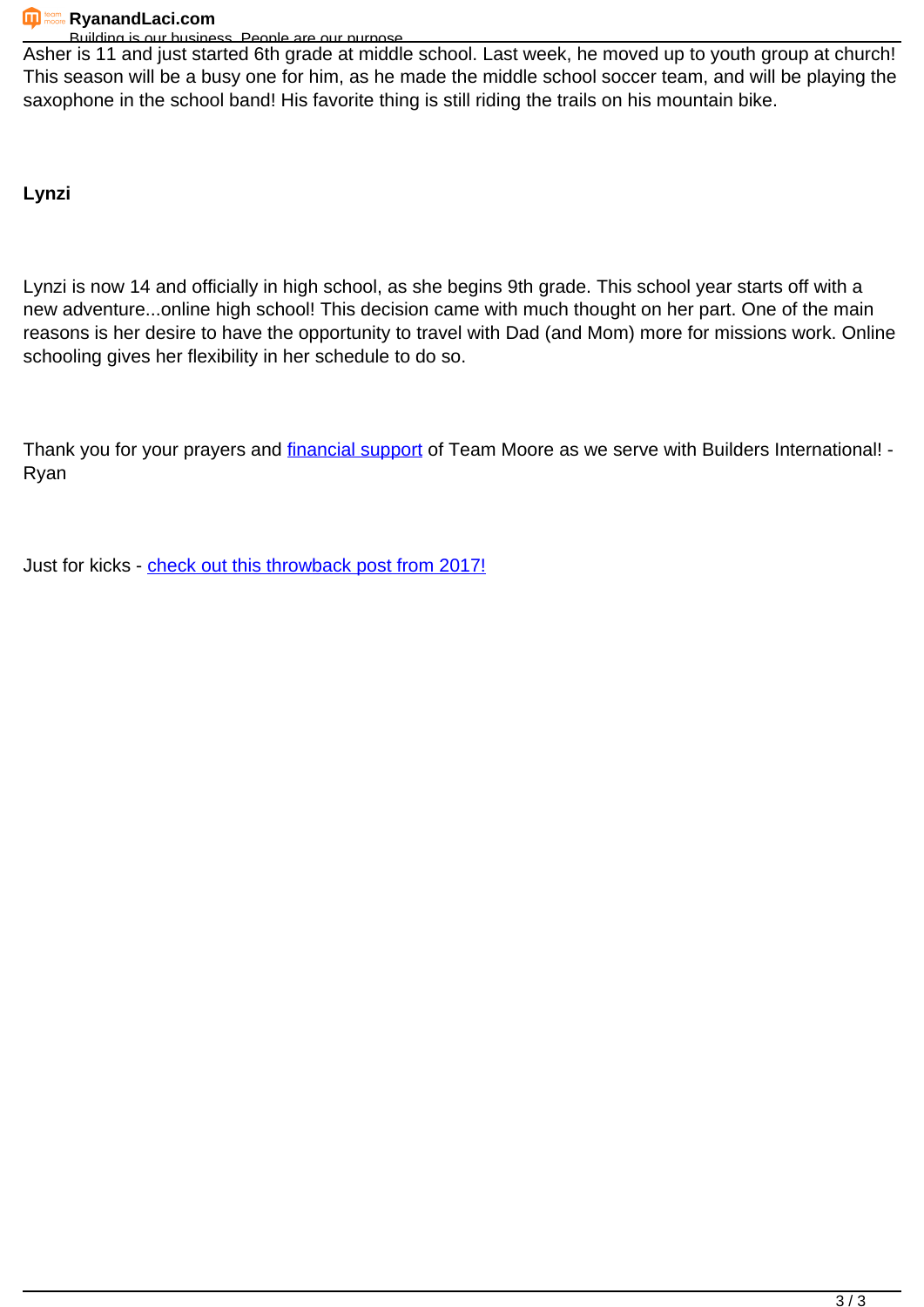Asher is 11 and just started 6th grade at middle school. Last week, he moved up to youth group at church! This season will be a busy one for him, as he made the middle school soccer team, and will be playing the saxophone in the school band! His favorite thing is still riding the trails on his mountain bike.

**Lynzi**

Lynzi is now 14 and officially in high school, as she begins 9th grade. This school year starts off with a new adventure...online high school! This decision came with much thought on her part. One of the main reasons is her desire to have the opportunity to travel with Dad (and Mom) more for missions work. Online schooling gives her flexibility in her schedule to do so.

Thank you for your prayers and financial support of Team Moore as we serve with Builders International! -Ryan

Just for kicks - check out this throwback post from 2017!